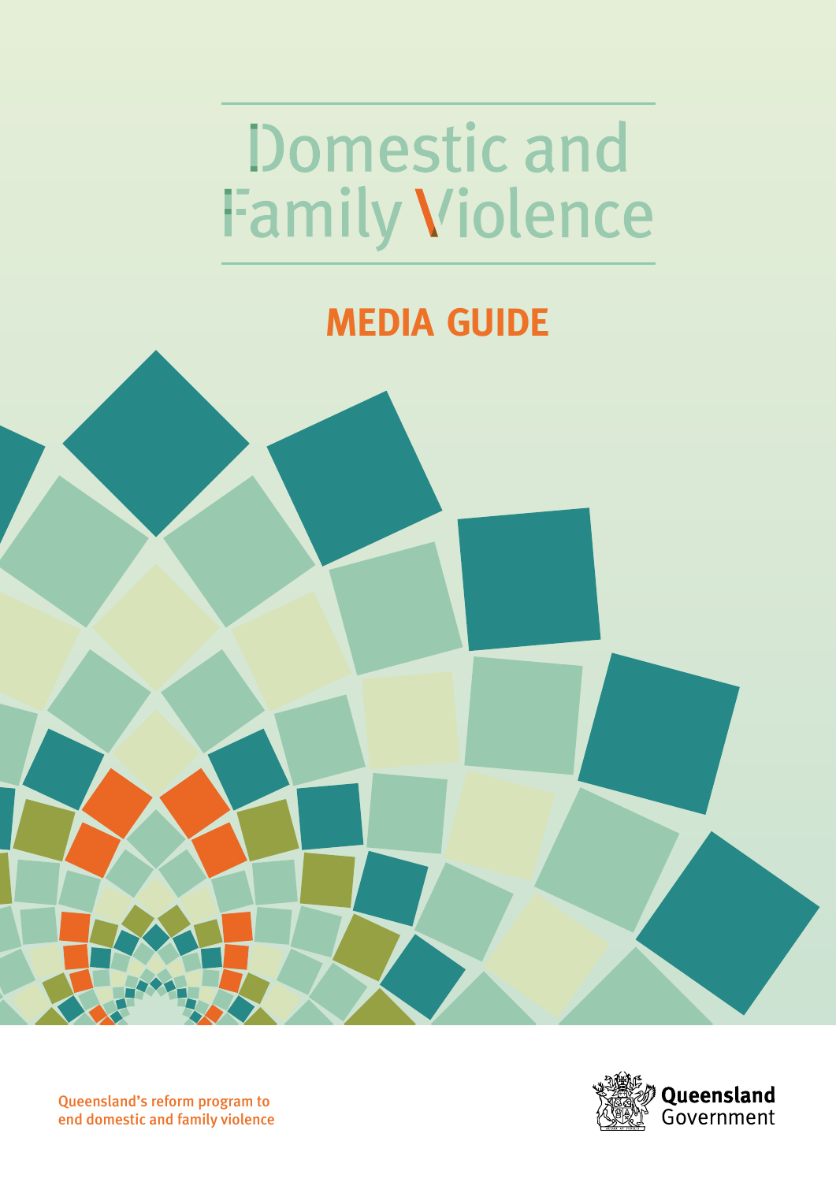# Domestic and Family Violence

## MEDIA GUIDE

Queensland's reform program to end domestic and family violence

Queensland Government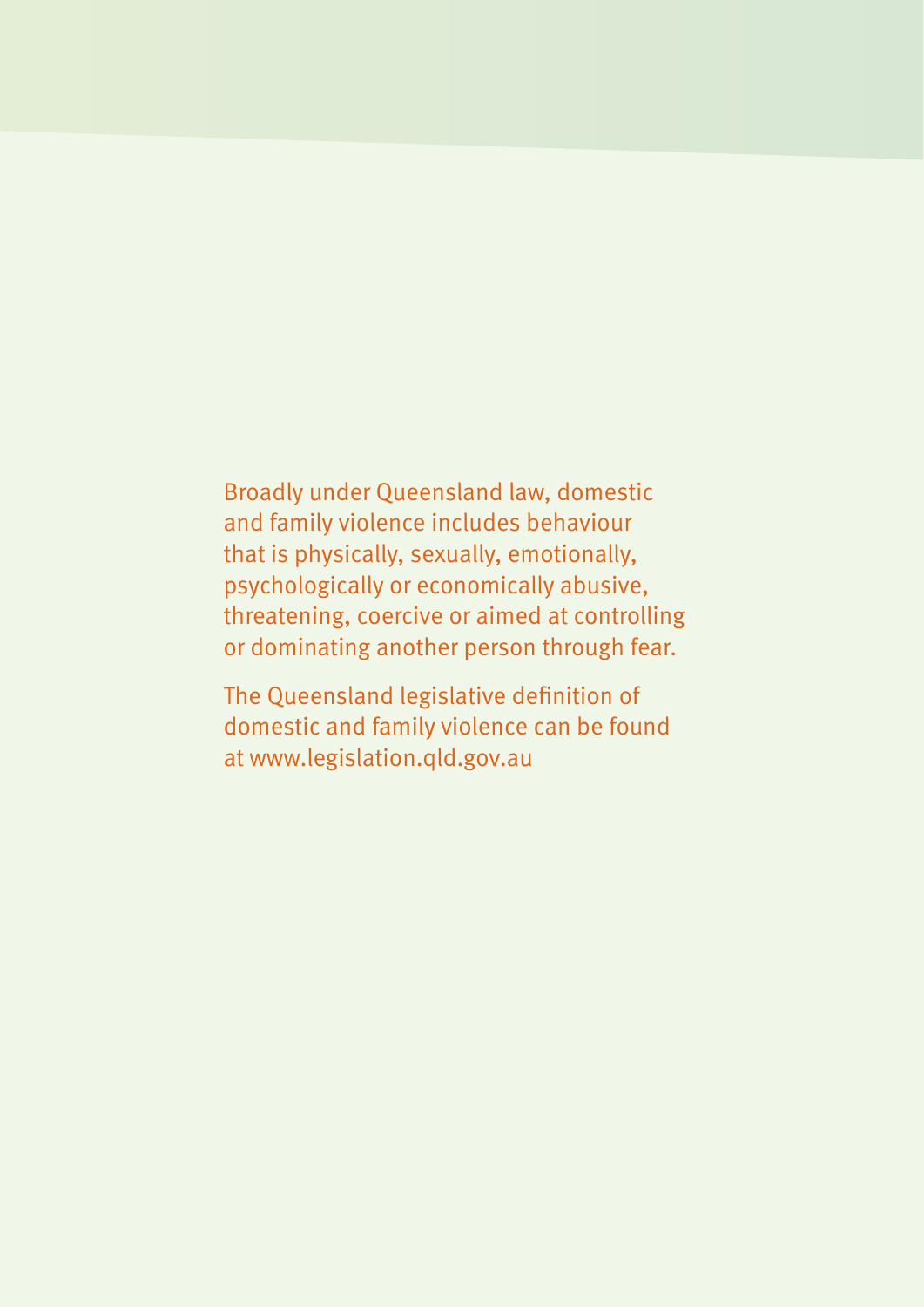Broadly under Queensland law, domestic and family violence includes behaviour that is physically, sexually, emotionally, psychologically or economically abusive, threatening, coercive or aimed at controlling or dominating another person through fear.

The Queensland legislative definition of domestic and family violence can be found at www.legislation.qld.gov.au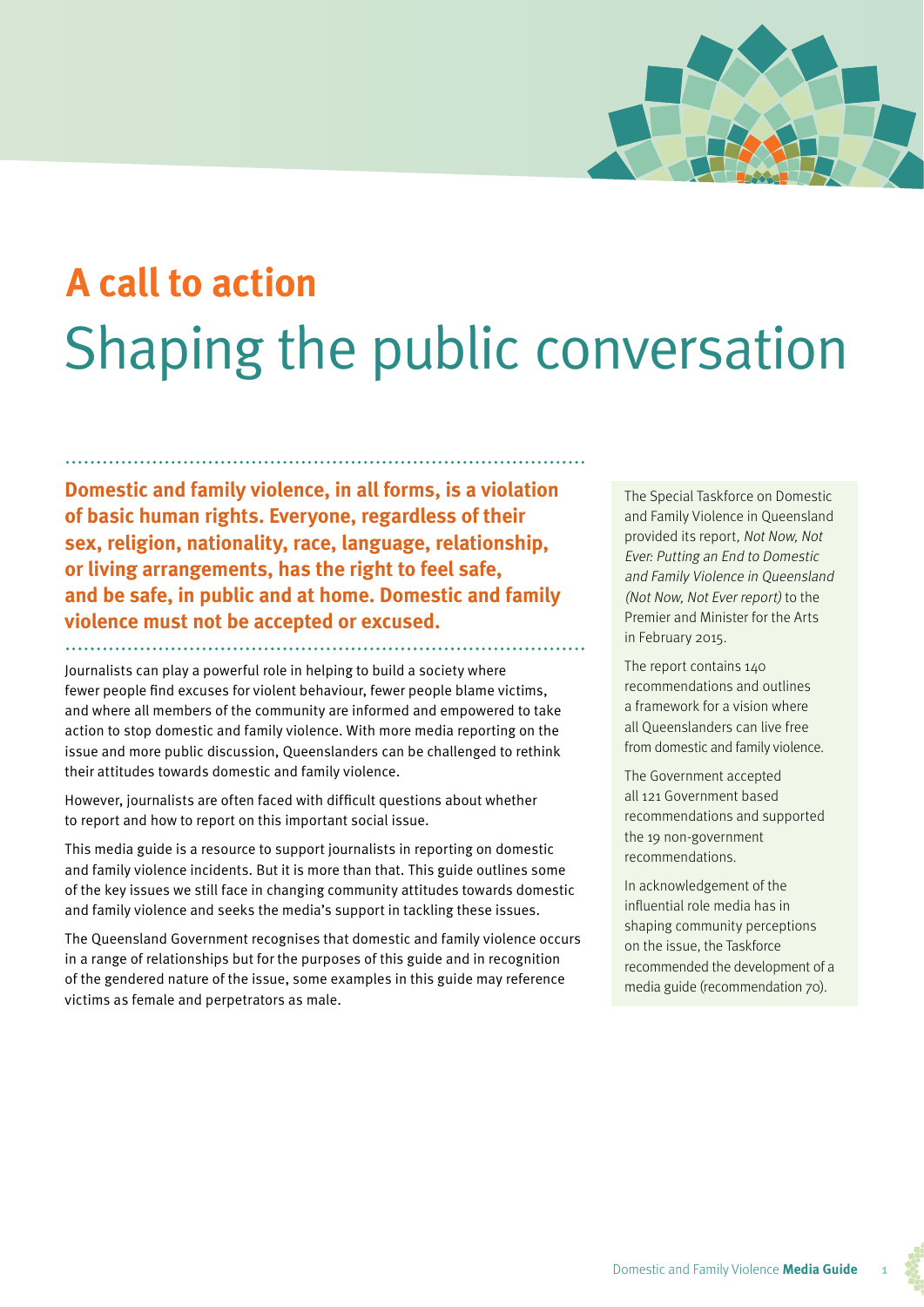# A call to action

## Shaping the public conversation

**Domestic and family violence, in all forms, is a violation of basic human rights. Everyone, regardless of their sex, religion, nationality, race, language, relationship, or living arrangements, has the right to feel safe, and be safe, in public and at home. Domestic and family violence must not be accepted or excused.**

Journalists can play a powerful role in helping to build a society where fewer people find excuses for violent behaviour, fewer people blame victims, and where all members of the community are informed and empowered to take action to stop domestic and family violence. With more media reporting on the issue and more public discussion, Queenslanders can be challenged to rethink their attitudes towards domestic and family violence.

However, journalists are often faced with difficult questions about whether to report and how to report on this important social issue.

This media guide is a resource to support journalists in reporting on domestic and family violence incidents. But it is more than that. This guide outlines some of the key issues we still face in changing community attitudes towards domestic and family violence and seeks the media's support in tackling these issues.

The Queensland Government recognises that domestic and family violence occurs in a range of relationships but for the purposes of this guide and in recognition of the gendered nature of the issue, some examples in this guide may reference victims as female and perpetrators as male.

The Special Taskforce on Domestic and Family Violence in Queensland provided its report, *Not Now, Not Ever: Putting an End to Domestic and Family Violence in Queensland (Not Now, Not Ever report)* to the Premier and Minister for the Arts in February 2015.

The report contains 140 recommendations and outlines a framework for a vision where all Queenslanders can live free from domestic and family violence.

The Government accepted all 121 Government based recommendations and supported the 19 non-government recommendations.

In acknowledgement of the influential role media has in shaping community perceptions on the issue, the Taskforce recommended the development of a media guide (recommendation 70).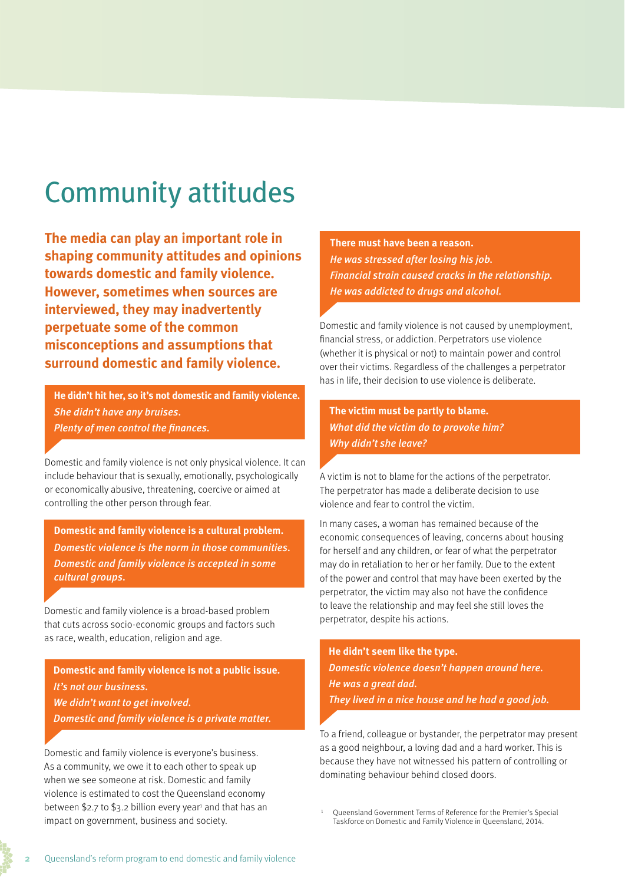# Community attitudes

**The media can play an important role in shaping community attitudes and opinions towards domestic and family violence. However, sometimes when sources are interviewed, they may inadvertently perpetuate some of the common misconceptions and assumptions that surround domestic and family violence.**

**He didn't hit her, so it's not domestic and family violence.**
*She didn't have any bruises.*
*Plenty of men control the finances.*

Domestic and family violence is not only physical violence. It can include behaviour that is sexually, emotionally, psychologically or economically abusive, threatening, coercive or aimed at controlling the other person through fear.

**Domestic and family violence is a cultural problem.**
*Domestic violence is the norm in those communities.*
*Domestic and family violence is accepted in some cultural groups.*

Domestic and family violence is a broad-based problem that cuts across socio-economic groups and factors such as race, wealth, education, religion and age.

**Domestic and family violence is not a public issue.**
*It's not our business.*
*We didn't want to get involved.*
*Domestic and family violence is a private matter.*

Domestic and family violence is everyone's business. As a community, we owe it to each other to speak up when we see someone at risk. Domestic and family violence is estimated to cost the Queensland economy between $2.7 to $3.2 billion every year[1] and that has an impact on government, business and society.

**There must have been a reason.**
*He was stressed after losing his job.*
*Financial strain caused cracks in the relationship.*
*He was addicted to drugs and alcohol.*

Domestic and family violence is not caused by unemployment, financial stress, or addiction. Perpetrators use violence (whether it is physical or not) to maintain power and control over their victims. Regardless of the challenges a perpetrator has in life, their decision to use violence is deliberate.

**The victim must be partly to blame.**
*What did the victim do to provoke him?*
*Why didn't she leave?*

A victim is not to blame for the actions of the perpetrator. The perpetrator has made a deliberate decision to use violence and fear to control the victim.

In many cases, a woman has remained because of the economic consequences of leaving, concerns about housing for herself and any children, or fear of what the perpetrator may do in retaliation to her or her family. Due to the extent of the power and control that may have been exerted by the perpetrator, the victim may also not have the confidence to leave the relationship and may feel she still loves the perpetrator, despite his actions.

**He didn't seem like the type.**
*Domestic violence doesn't happen around here.*
*He was a great dad.*
*They lived in a nice house and he had a good job.*

To a friend, colleague or bystander, the perpetrator may present as a good neighbour, a loving dad and a hard worker. This is because they have not witnessed his pattern of controlling or dominating behaviour behind closed doors.

[1] Queensland Government Terms of Reference for the Premier's Special Taskforce on Domestic and Family Violence in Queensland, 2014.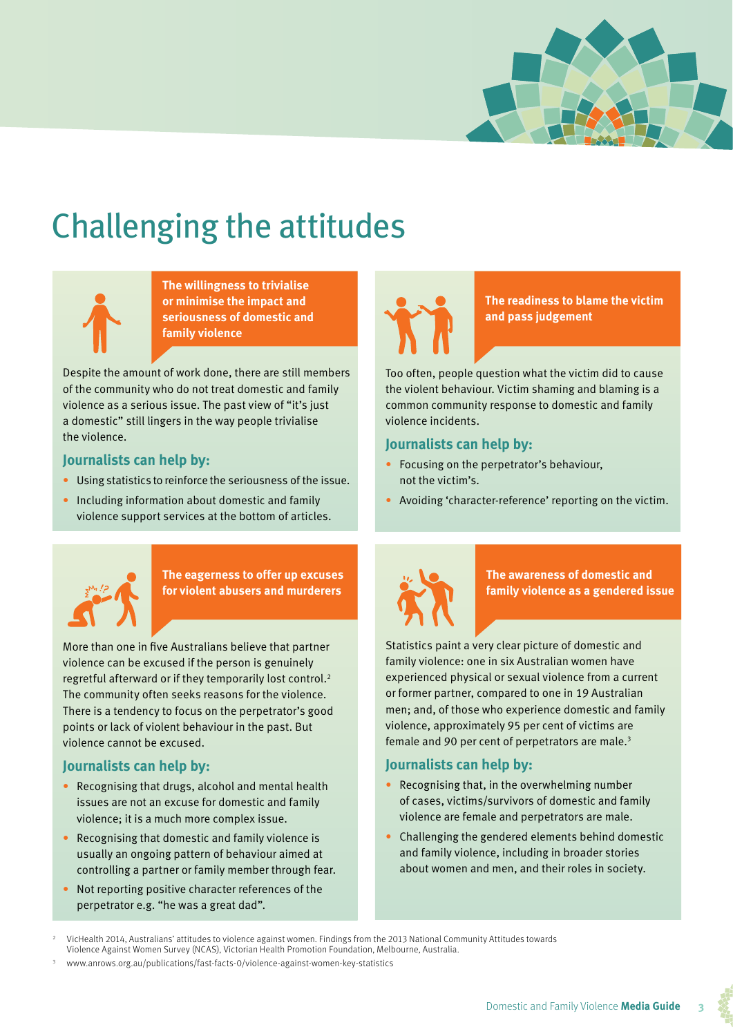# Challenging the attitudes

## The willingness to trivialise or minimise the impact and seriousness of domestic and family violence

Despite the amount of work done, there are still members of the community who do not treat domestic and family violence as a serious issue. The past view of "it's just a domestic" still lingers in the way people trivialise the violence.

### Journalists can help by:

- Using statistics to reinforce the seriousness of the issue.
- Including information about domestic and family violence support services at the bottom of articles.

## The readiness to blame the victim and pass judgement

Too often, people question what the victim did to cause the violent behaviour. Victim shaming and blaming is a common community response to domestic and family violence incidents.

### Journalists can help by:

- Focusing on the perpetrator's behaviour, not the victim's.
- Avoiding 'character-reference' reporting on the victim.

## The eagerness to offer up excuses for violent abusers and murderers

More than one in five Australians believe that partner violence can be excused if the person is genuinely regretful afterward or if they temporarily lost control.[2] The community often seeks reasons for the violence. There is a tendency to focus on the perpetrator's good points or lack of violent behaviour in the past. But violence cannot be excused.

### Journalists can help by:

- Recognising that drugs, alcohol and mental health issues are not an excuse for domestic and family violence; it is a much more complex issue.
- Recognising that domestic and family violence is usually an ongoing pattern of behaviour aimed at controlling a partner or family member through fear.
- Not reporting positive character references of the perpetrator e.g. "he was a great dad".

## The awareness of domestic and family violence as a gendered issue

Statistics paint a very clear picture of domestic and family violence: one in six Australian women have experienced physical or sexual violence from a current or former partner, compared to one in 19 Australian men; and, of those who experience domestic and family violence, approximately 95 per cent of victims are female and 90 per cent of perpetrators are male.[3]

### Journalists can help by:

- Recognising that, in the overwhelming number of cases, victims/survivors of domestic and family violence are female and perpetrators are male.
- Challenging the gendered elements behind domestic and family violence, including in broader stories about women and men, and their roles in society.

---

[2] VicHealth 2014, Australians' attitudes to violence against women. Findings from the 2013 National Community Attitudes towards Violence Against Women Survey (NCAS), Victorian Health Promotion Foundation, Melbourne, Australia.

[3] www.anrows.org.au/publications/fast-facts-0/violence-against-women-key-statistics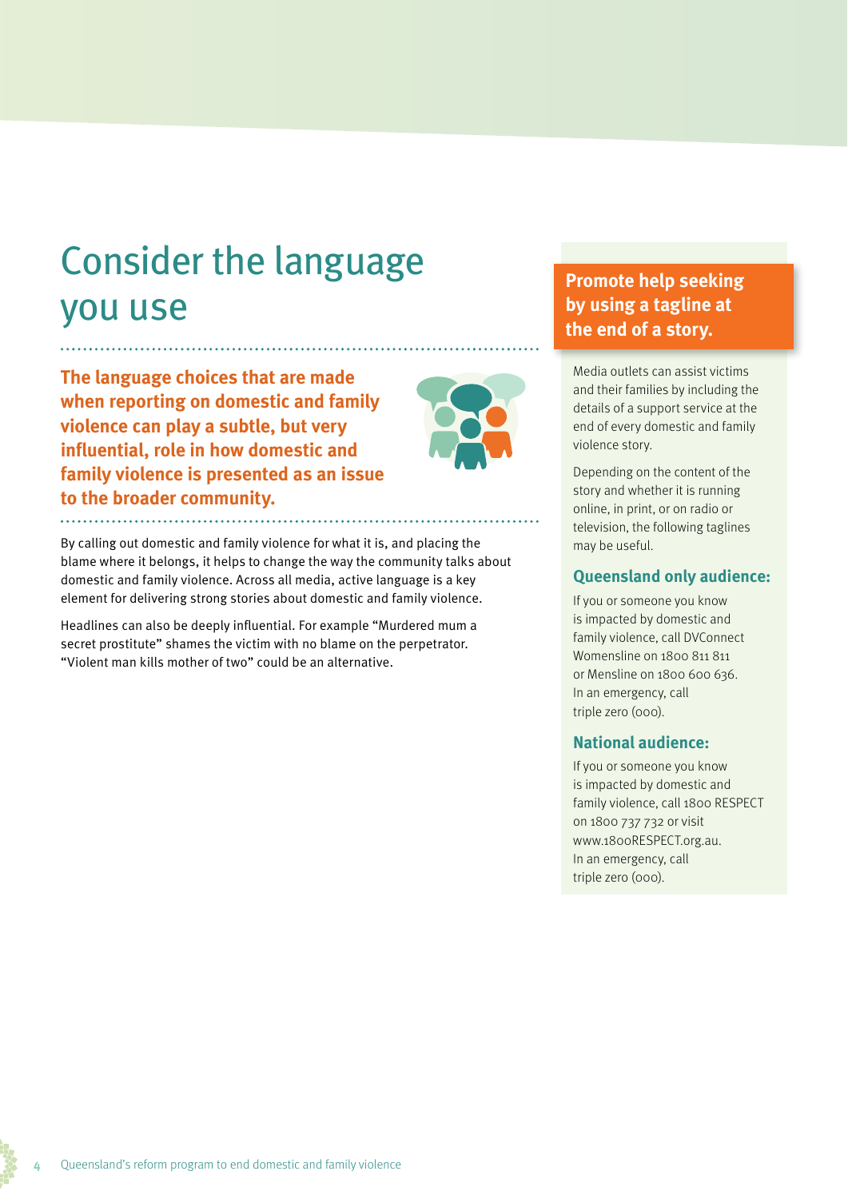# Consider the language you use

**The language choices that are made when reporting on domestic and family violence can play a subtle, but very influential, role in how domestic and family violence is presented as an issue to the broader community.**

By calling out domestic and family violence for what it is, and placing the blame where it belongs, it helps to change the way the community talks about domestic and family violence. Across all media, active language is a key element for delivering strong stories about domestic and family violence.

Headlines can also be deeply influential. For example "Murdered mum a secret prostitute" shames the victim with no blame on the perpetrator. "Violent man kills mother of two" could be an alternative.

## Promote help seeking by using a tagline at the end of a story.

Media outlets can assist victims and their families by including the details of a support service at the end of every domestic and family violence story.

Depending on the content of the story and whether it is running online, in print, or on radio or television, the following taglines may be useful.

### Queensland only audience:

If you or someone you know is impacted by domestic and family violence, call DVConnect Womensline on 1800 811 811 or Mensline on 1800 600 636. In an emergency, call triple zero (000).

### National audience:

If you or someone you know is impacted by domestic and family violence, call 1800 RESPECT on 1800 737 732 or visit www.1800RESPECT.org.au. In an emergency, call triple zero (000).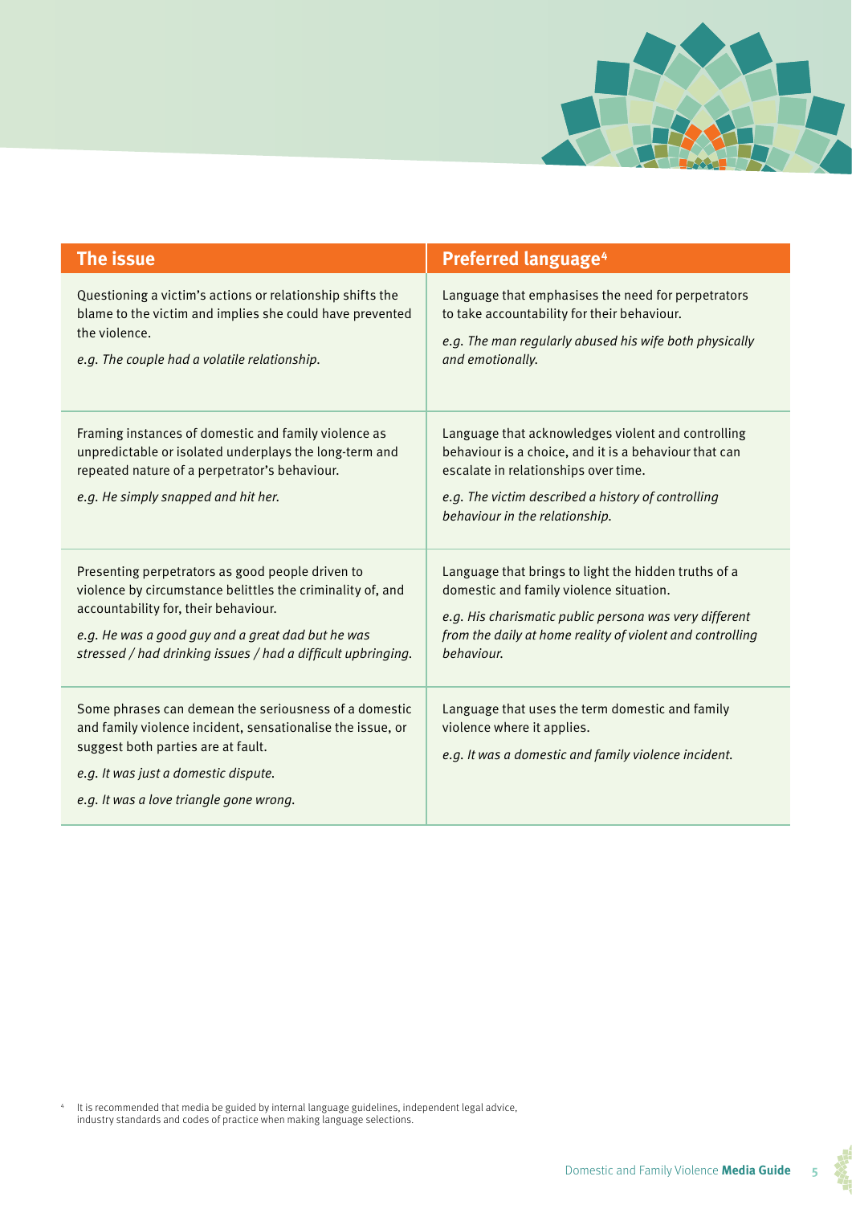| The issue | Preferred language[4] |
|---|---|
| Questioning a victim's actions or relationship shifts the blame to the victim and implies she could have prevented the violence.<br><br>*e.g. The couple had a volatile relationship.* | Language that emphasises the need for perpetrators to take accountability for their behaviour.<br><br>*e.g. The man regularly abused his wife both physically and emotionally.* |
| Framing instances of domestic and family violence as unpredictable or isolated underplays the long-term and repeated nature of a perpetrator's behaviour.<br><br>*e.g. He simply snapped and hit her.* | Language that acknowledges violent and controlling behaviour is a choice, and it is a behaviour that can escalate in relationships over time.<br><br>*e.g. The victim described a history of controlling behaviour in the relationship.* |
| Presenting perpetrators as good people driven to violence by circumstance belittles the criminality of, and accountability for, their behaviour.<br><br>*e.g. He was a good guy and a great dad but he was stressed / had drinking issues / had a difficult upbringing.* | Language that brings to light the hidden truths of a domestic and family violence situation.<br><br>*e.g. His charismatic public persona was very different from the daily at home reality of violent and controlling behaviour.* |
| Some phrases can demean the seriousness of a domestic and family violence incident, sensationalise the issue, or suggest both parties are at fault.<br><br>*e.g. It was just a domestic dispute.*<br><br>*e.g. It was a love triangle gone wrong.* | Language that uses the term domestic and family violence where it applies.<br><br>*e.g. It was a domestic and family violence incident.* |

[4] It is recommended that media be guided by internal language guidelines, independent legal advice, industry standards and codes of practice when making language selections.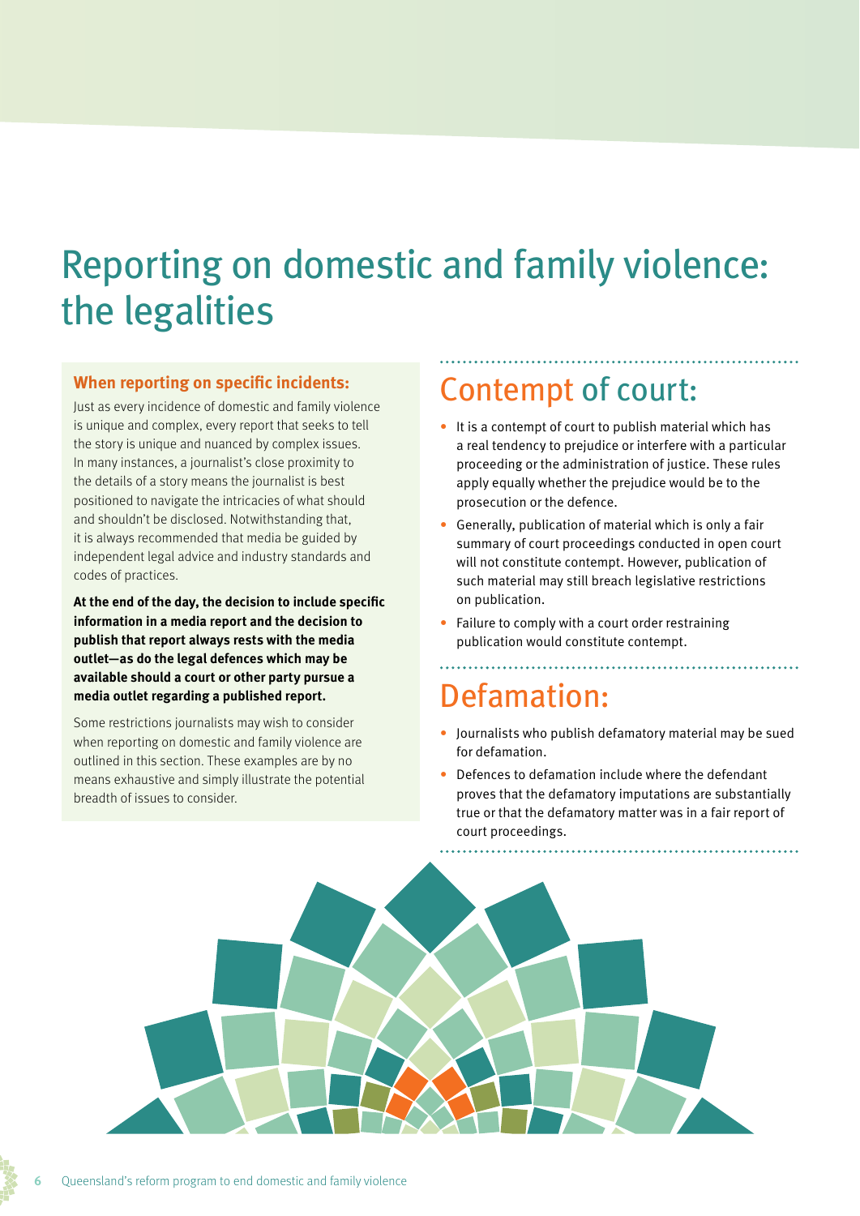# Reporting on domestic and family violence: the legalities

### When reporting on specific incidents:

Just as every incidence of domestic and family violence is unique and complex, every report that seeks to tell the story is unique and nuanced by complex issues. In many instances, a journalist's close proximity to the details of a story means the journalist is best positioned to navigate the intricacies of what should and shouldn't be disclosed. Notwithstanding that, it is always recommended that media be guided by independent legal advice and industry standards and codes of practices.

**At the end of the day, the decision to include specific information in a media report and the decision to publish that report always rests with the media outlet—as do the legal defences which may be available should a court or other party pursue a media outlet regarding a published report.**

Some restrictions journalists may wish to consider when reporting on domestic and family violence are outlined in this section. These examples are by no means exhaustive and simply illustrate the potential breadth of issues to consider.

## Contempt of court:

- It is a contempt of court to publish material which has a real tendency to prejudice or interfere with a particular proceeding or the administration of justice. These rules apply equally whether the prejudice would be to the prosecution or the defence.
- Generally, publication of material which is only a fair summary of court proceedings conducted in open court will not constitute contempt. However, publication of such material may still breach legislative restrictions on publication.
- Failure to comply with a court order restraining publication would constitute contempt.

## Defamation:

- Journalists who publish defamatory material may be sued for defamation.
- Defences to defamation include where the defendant proves that the defamatory imputations are substantially true or that the defamatory matter was in a fair report of court proceedings.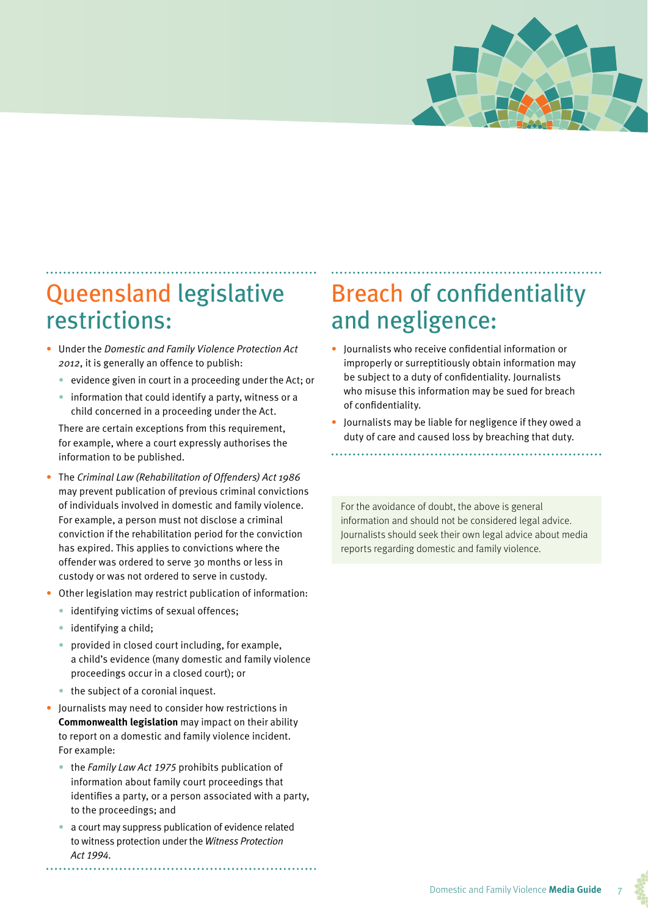## Queensland legislative restrictions:

- Under the *Domestic and Family Violence Protection Act 2012*, it is generally an offence to publish:
  - evidence given in court in a proceeding under the Act; or
  - information that could identify a party, witness or a child concerned in a proceeding under the Act.

  There are certain exceptions from this requirement, for example, where a court expressly authorises the information to be published.
- The *Criminal Law (Rehabilitation of Offenders) Act 1986* may prevent publication of previous criminal convictions of individuals involved in domestic and family violence. For example, a person must not disclose a criminal conviction if the rehabilitation period for the conviction has expired. This applies to convictions where the offender was ordered to serve 30 months or less in custody or was not ordered to serve in custody.
- Other legislation may restrict publication of information:
  - identifying victims of sexual offences;
  - identifying a child;
  - provided in closed court including, for example, a child's evidence (many domestic and family violence proceedings occur in a closed court); or
  - the subject of a coronial inquest.
- Journalists may need to consider how restrictions in **Commonwealth legislation** may impact on their ability to report on a domestic and family violence incident. For example:
  - the *Family Law Act 1975* prohibits publication of information about family court proceedings that identifies a party, or a person associated with a party, to the proceedings; and
  - a court may suppress publication of evidence related to witness protection under the *Witness Protection Act 1994*.

## Breach of confidentiality and negligence:

- Journalists who receive confidential information or improperly or surreptitiously obtain information may be subject to a duty of confidentiality. Journalists who misuse this information may be sued for breach of confidentiality.
- Journalists may be liable for negligence if they owed a duty of care and caused loss by breaching that duty.

For the avoidance of doubt, the above is general information and should not be considered legal advice. Journalists should seek their own legal advice about media reports regarding domestic and family violence.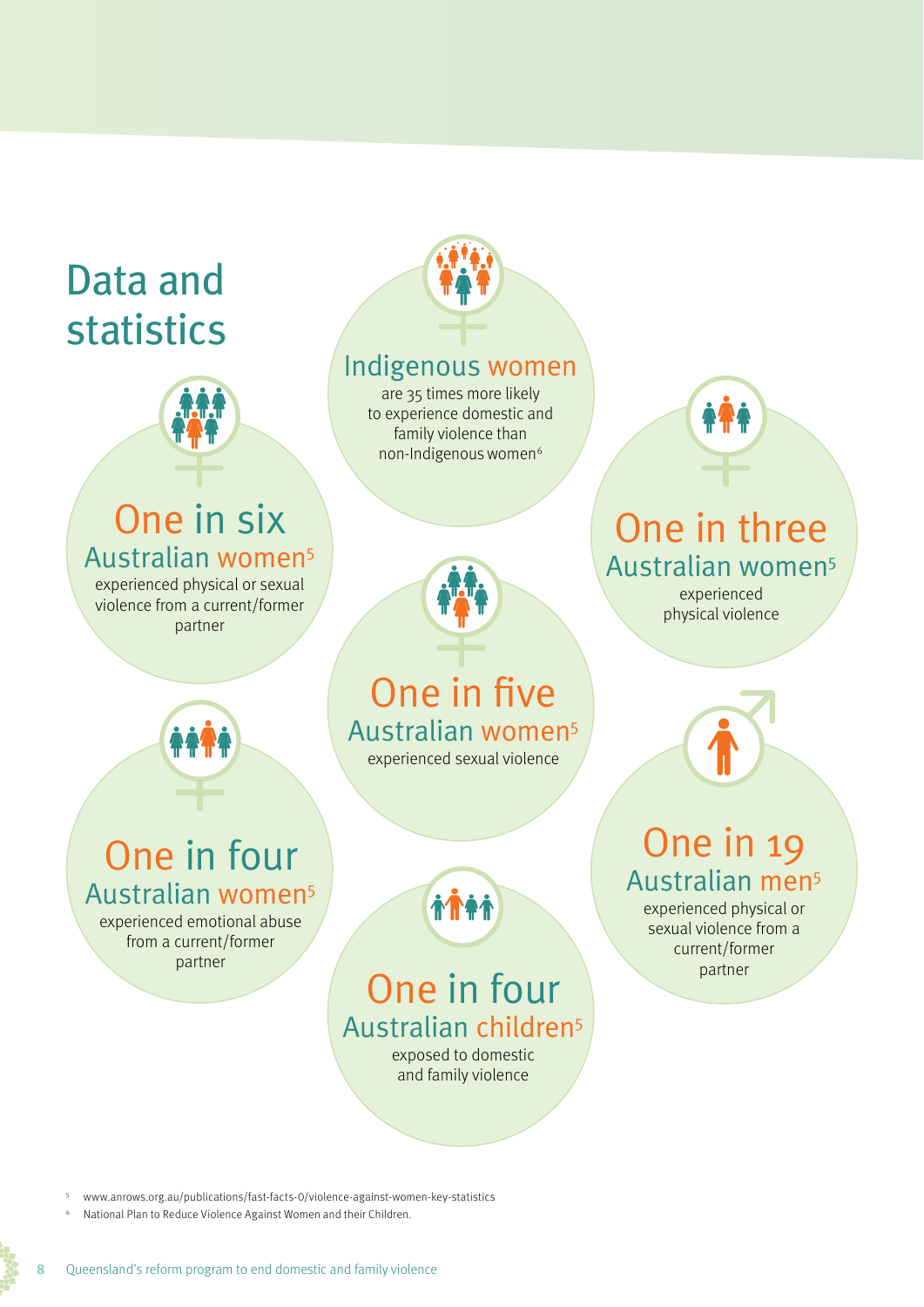# Data and statistics

**Indigenous women**
are 35 times more likely to experience domestic and family violence than non-Indigenous women[6]

**One in six**
**Australian women**[5]
experienced physical or sexual violence from a current/former partner

**One in three**
**Australian women**[5]
experienced physical violence

**One in five**
**Australian women**[5]
experienced sexual violence

**One in four**
**Australian women**[5]
experienced emotional abuse from a current/former partner

**One in 19**
**Australian men**[5]
experienced physical or sexual violence from a current/former partner

**One in four**
**Australian children**[5]
exposed to domestic and family violence

[5] www.anrows.org.au/publications/fast-facts-0/violence-against-women-key-statistics

[6] National Plan to Reduce Violence Against Women and their Children.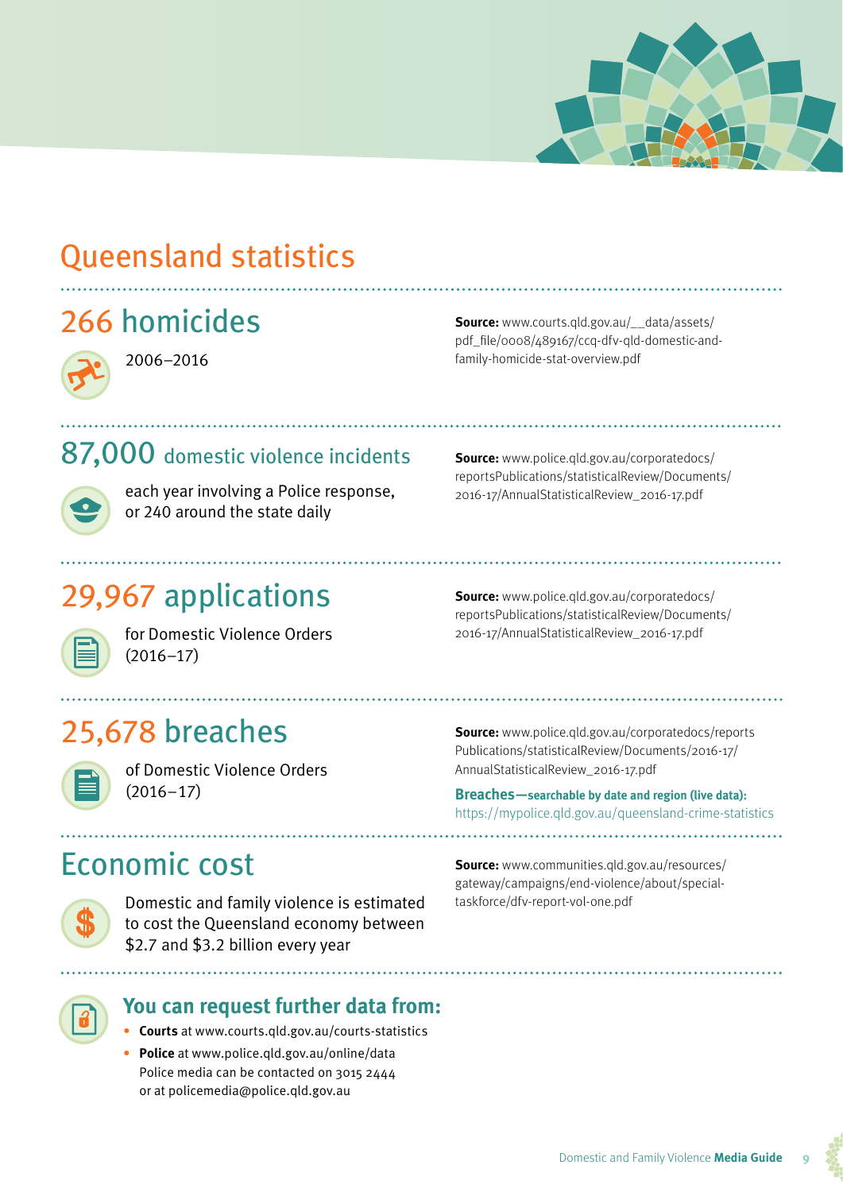# Queensland statistics

## 266 homicides

2006–2016

**Source:** www.courts.qld.gov.au/__data/assets/pdf_file/0008/489167/ccq-dfv-qld-domestic-and-family-homicide-stat-overview.pdf

## 87,000 domestic violence incidents

each year involving a Police response, or 240 around the state daily

**Source:** www.police.qld.gov.au/corporatedocs/reportsPublications/statisticalReview/Documents/2016-17/AnnualStatisticalReview_2016-17.pdf

## 29,967 applications

for Domestic Violence Orders (2016–17)

**Source:** www.police.qld.gov.au/corporatedocs/reportsPublications/statisticalReview/Documents/2016-17/AnnualStatisticalReview_2016-17.pdf

## 25,678 breaches

of Domestic Violence Orders (2016–17)

**Source:** www.police.qld.gov.au/corporatedocs/reportsPublications/statisticalReview/Documents/2016-17/AnnualStatisticalReview_2016-17.pdf

**Breaches—searchable by date and region (live data):** https://mypolice.qld.gov.au/queensland-crime-statistics

## Economic cost

Domestic and family violence is estimated to cost the Queensland economy between $2.7 and $3.2 billion every year

**Source:** www.communities.qld.gov.au/resources/gateway/campaigns/end-violence/about/special-taskforce/dfv-report-vol-one.pdf

### You can request further data from:

- **Courts** at www.courts.qld.gov.au/courts-statistics
- **Police** at www.police.qld.gov.au/online/data
  Police media can be contacted on 3015 2444 or at policemedia@police.qld.gov.au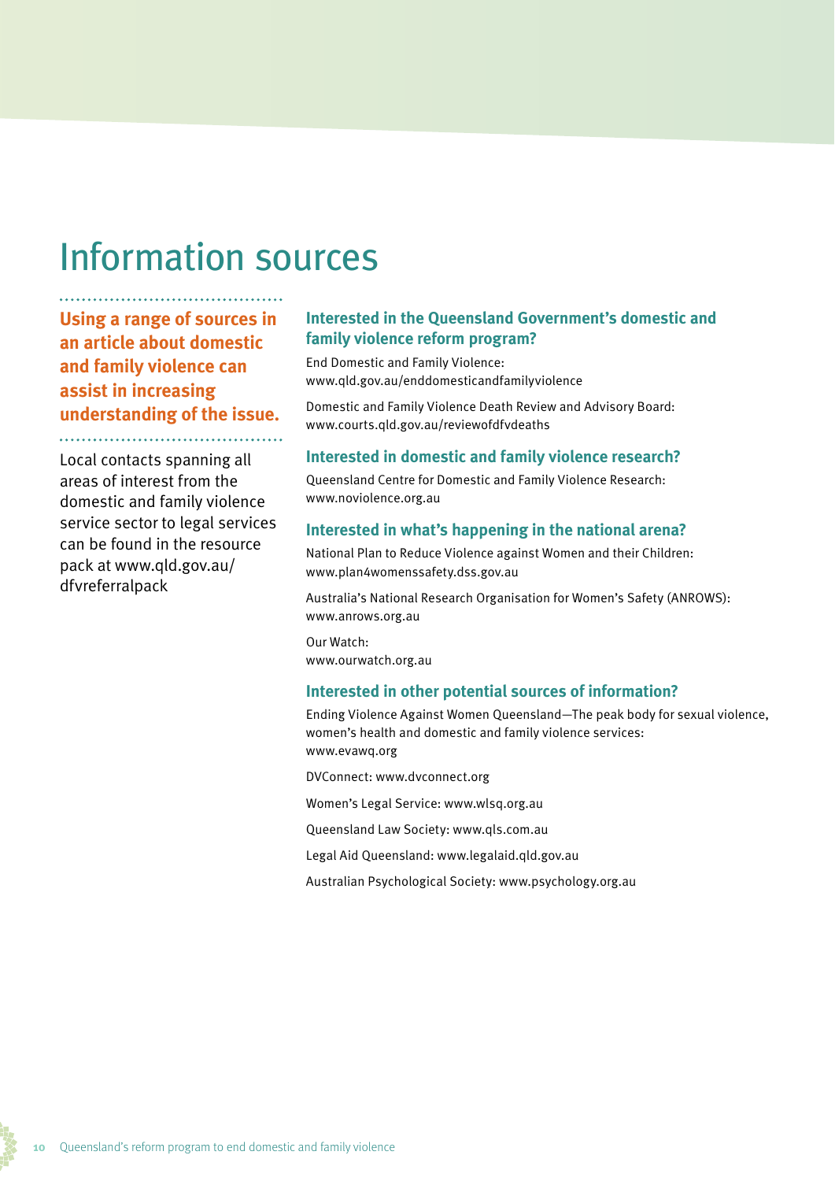# Information sources

**Using a range of sources in an article about domestic and family violence can assist in increasing understanding of the issue.**

Local contacts spanning all areas of interest from the domestic and family violence service sector to legal services can be found in the resource pack at www.qld.gov.au/dfvreferralpack

### Interested in the Queensland Government's domestic and family violence reform program?

End Domestic and Family Violence:
www.qld.gov.au/enddomesticandfamilyviolence

Domestic and Family Violence Death Review and Advisory Board:
www.courts.qld.gov.au/reviewofdfvdeaths

### Interested in domestic and family violence research?

Queensland Centre for Domestic and Family Violence Research:
www.noviolence.org.au

### Interested in what's happening in the national arena?

National Plan to Reduce Violence against Women and their Children:
www.plan4womenssafety.dss.gov.au

Australia's National Research Organisation for Women's Safety (ANROWS):
www.anrows.org.au

Our Watch:
www.ourwatch.org.au

### Interested in other potential sources of information?

Ending Violence Against Women Queensland—The peak body for sexual violence, women's health and domestic and family violence services:
www.evawq.org

DVConnect: www.dvconnect.org

Women's Legal Service: www.wlsq.org.au

Queensland Law Society: www.qls.com.au

Legal Aid Queensland: www.legalaid.qld.gov.au

Australian Psychological Society: www.psychology.org.au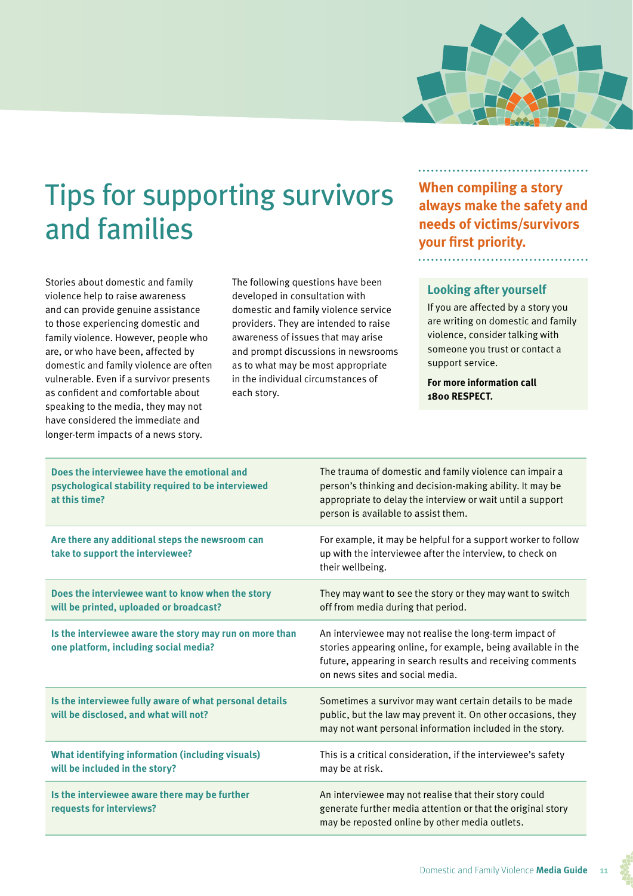# Tips for supporting survivors and families

Stories about domestic and family violence help to raise awareness and can provide genuine assistance to those experiencing domestic and family violence. However, people who are, or who have been, affected by domestic and family violence are often vulnerable. Even if a survivor presents as confident and comfortable about speaking to the media, they may not have considered the immediate and longer-term impacts of a news story.

The following questions have been developed in consultation with domestic and family violence service providers. They are intended to raise awareness of issues that may arise and prompt discussions in newsrooms as to what may be most appropriate in the individual circumstances of each story.

**When compiling a story always make the safety and needs of victims/survivors your first priority.**

### Looking after yourself

If you are affected by a story you are writing on domestic and family violence, consider talking with someone you trust or contact a support service.

**For more information call 1800 RESPECT.**

| | |
|---|---|
| **Does the interviewee have the emotional and psychological stability required to be interviewed at this time?** | The trauma of domestic and family violence can impair a person's thinking and decision-making ability. It may be appropriate to delay the interview or wait until a support person is available to assist them. |
| **Are there any additional steps the newsroom can take to support the interviewee?** | For example, it may be helpful for a support worker to follow up with the interviewee after the interview, to check on their wellbeing. |
| **Does the interviewee want to know when the story will be printed, uploaded or broadcast?** | They may want to see the story or they may want to switch off from media during that period. |
| **Is the interviewee aware the story may run on more than one platform, including social media?** | An interviewee may not realise the long-term impact of stories appearing online, for example, being available in the future, appearing in search results and receiving comments on news sites and social media. |
| **Is the interviewee fully aware of what personal details will be disclosed, and what will not?** | Sometimes a survivor may want certain details to be made public, but the law may prevent it. On other occasions, they may not want personal information included in the story. |
| **What identifying information (including visuals) will be included in the story?** | This is a critical consideration, if the interviewee's safety may be at risk. |
| **Is the interviewee aware there may be further requests for interviews?** | An interviewee may not realise that their story could generate further media attention or that the original story may be reposted online by other media outlets. |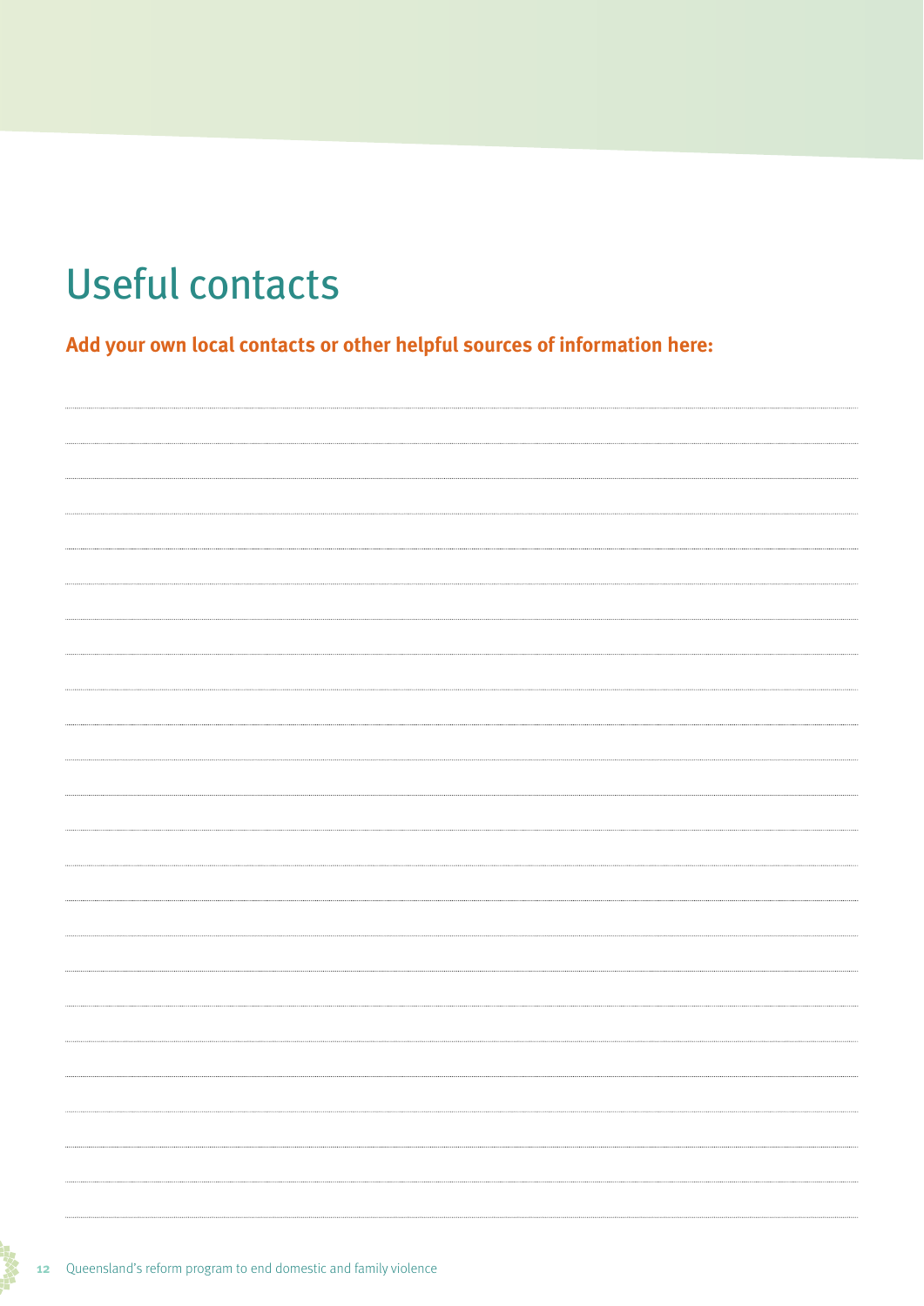# Useful contacts

**Add your own local contacts or other helpful sources of information here:**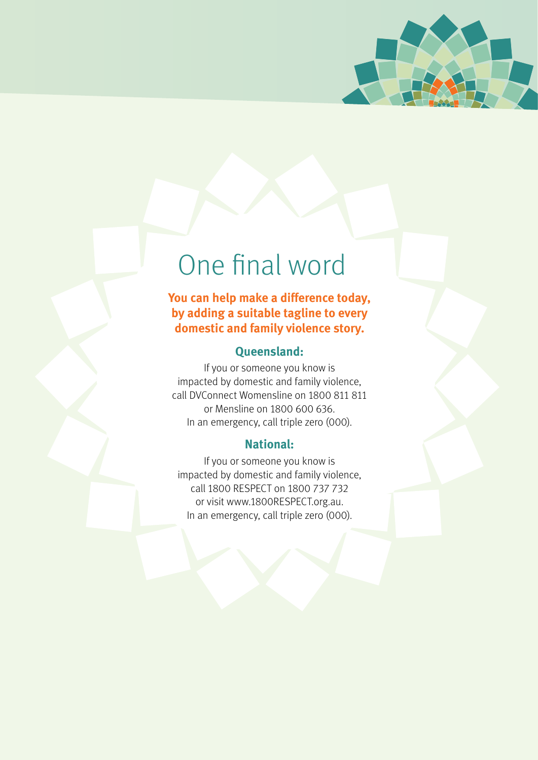# One final word

**You can help make a difference today, by adding a suitable tagline to every domestic and family violence story.**

**Queensland:**

If you or someone you know is impacted by domestic and family violence, call DVConnect Womensline on 1800 811 811 or Mensline on 1800 600 636. In an emergency, call triple zero (000).

**National:**

If you or someone you know is impacted by domestic and family violence, call 1800 RESPECT on 1800 737 732 or visit www.1800RESPECT.org.au. In an emergency, call triple zero (000).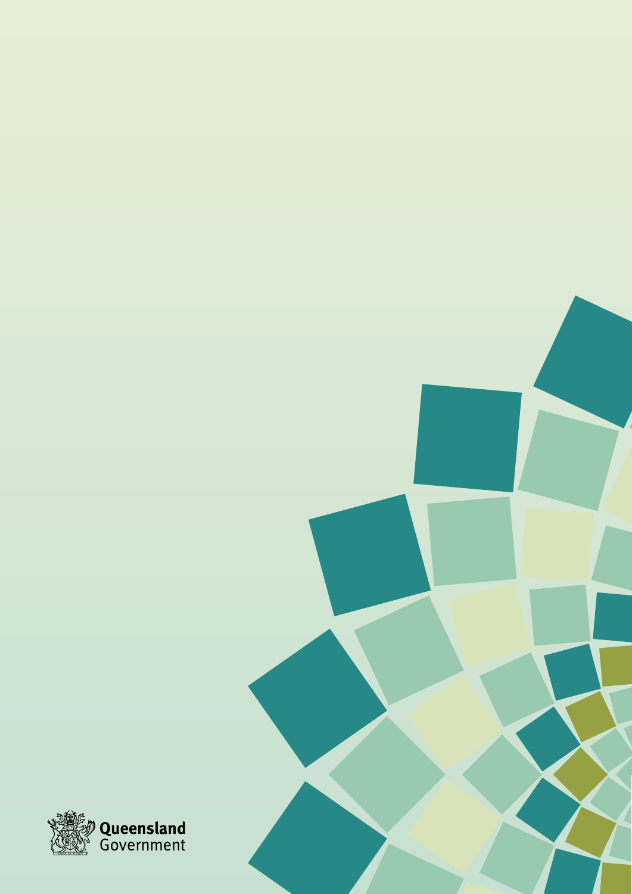Queensland Government